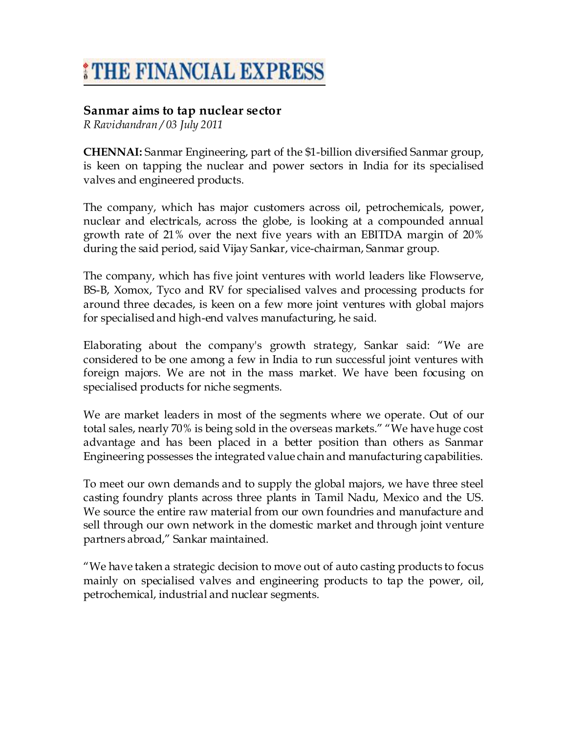# THE FINANCIAL EXPRESS

## Sanmar aims to tap nuclear sector

*R Ravichandran / 03 July 2011*

**CHENNAI:** Sanmar Engineering, part of the $1-billion diversified Sanmar group, is keen on tapping the nuclear and power sectors in India for its specialised valves and engineered products.

The company, which has major customers across oil, petrochemicals, power, nuclear and electricals, across the globe, is looking at a compounded annual growth rate of 21% over the next five years with an EBITDA margin of 20% during the said period, said Vijay Sankar, vice-chairman, Sanmar group.

The company, which has five joint ventures with world leaders like Flowserve, BS-B, Xomox, Tyco and RV for specialised valves and processing products for around three decades, is keen on a few more joint ventures with global majors for specialised and high-end valves manufacturing, he said.

Elaborating about the company's growth strategy, Sankar said: "We are considered to be one among a few in India to run successful joint ventures with foreign majors. We are not in the mass market. We have been focusing on specialised products for niche segments.

We are market leaders in most of the segments where we operate. Out of our total sales, nearly 70% is being sold in the overseas markets." "We have huge cost advantage and has been placed in a better position than others as Sanmar Engineering possesses the integrated value chain and manufacturing capabilities.

To meet our own demands and to supply the global majors, we have three steel casting foundry plants across three plants in Tamil Nadu, Mexico and the US. We source the entire raw material from our own foundries and manufacture and sell through our own network in the domestic market and through joint venture partners abroad," Sankar maintained.

"We have taken a strategic decision to move out of auto casting products to focus mainly on specialised valves and engineering products to tap the power, oil, petrochemical, industrial and nuclear segments.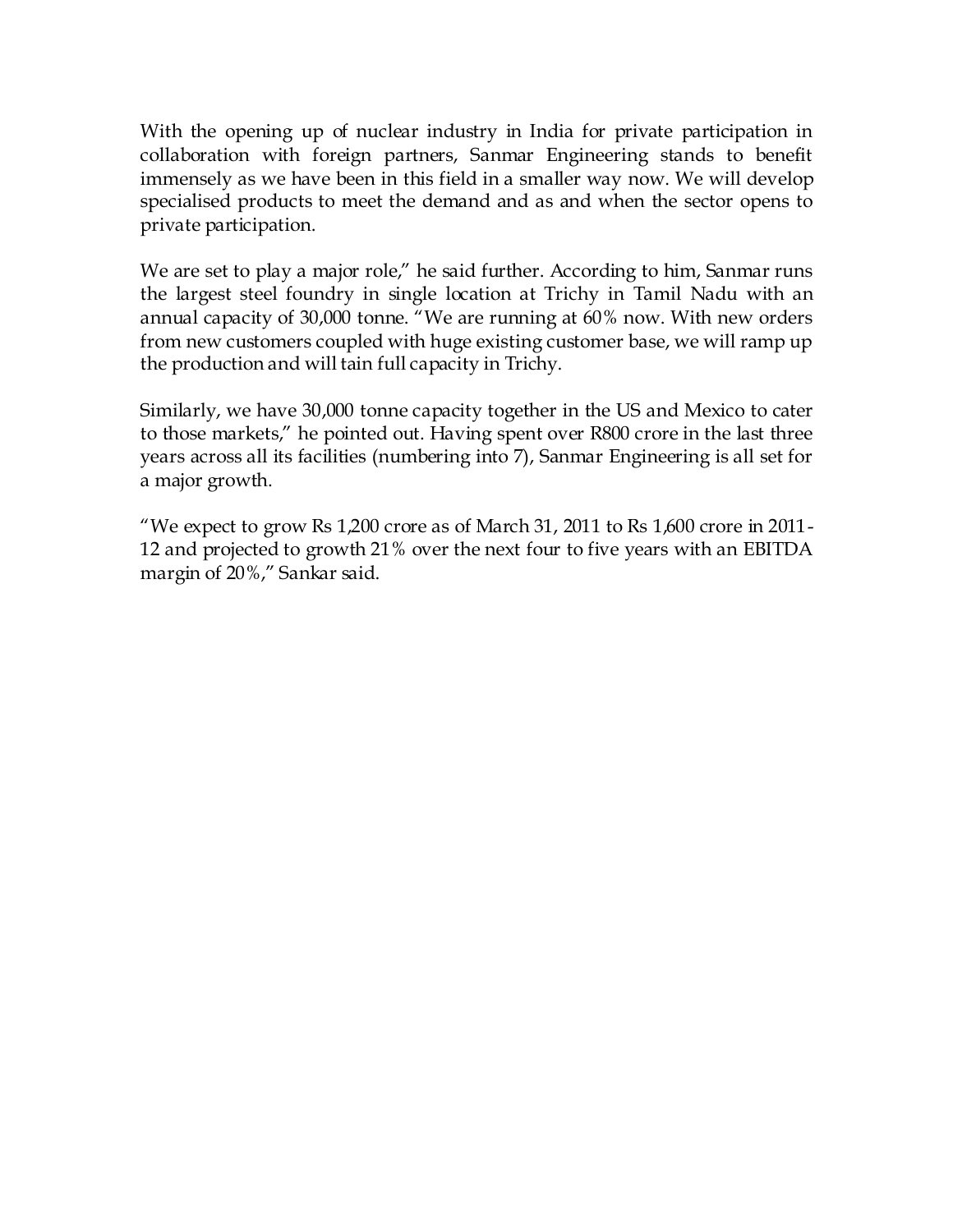With the opening up of nuclear industry in India for private participation in collaboration with foreign partners, Sanmar Engineering stands to benefit immensely as we have been in this field in a smaller way now. We will develop specialised products to meet the demand and as and when the sector opens to private participation.

We are set to play a major role," he said further. According to him, Sanmar runs the largest steel foundry in single location at Trichy in Tamil Nadu with an annual capacity of 30,000 tonne. "We are running at 60% now. With new orders from new customers coupled with huge existing customer base, we will ramp up the production and will tain full capacity in Trichy.

Similarly, we have 30,000 tonne capacity together in the US and Mexico to cater to those markets," he pointed out. Having spent over R800 crore in the last three years across all its facilities (numbering into 7), Sanmar Engineering is all set for a major growth.

"We expect to grow Rs 1,200 crore as of March 31, 2011 to Rs 1,600 crore in 2011-12 and projected to growth 21% over the next four to five years with an EBITDA margin of 20%," Sankar said.